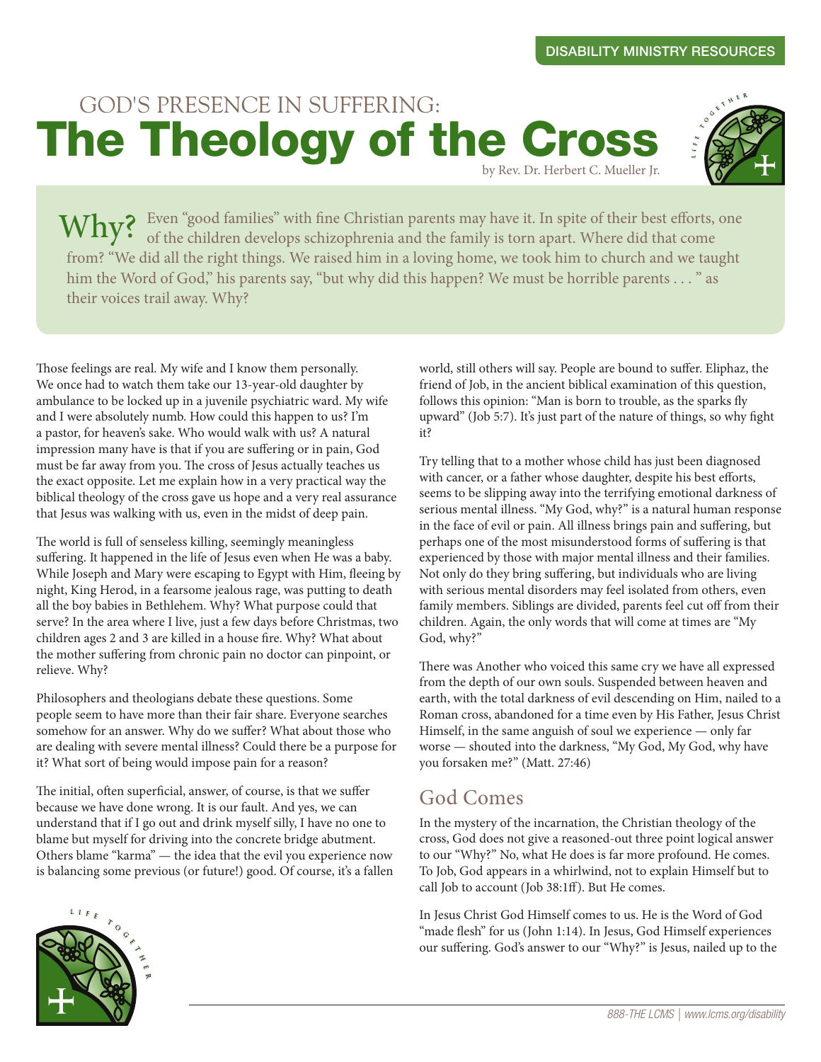DISABILITY MINISTRY RESOURCES

GOD'S PRESENCE IN SUFFERING:

# The Theology of the Cross

by Rev. Dr. Herbert C. Mueller Jr.

**Why?** Even "good families" with fine Christian parents may have it. In spite of their best efforts, one of the children develops schizophrenia and the family is torn apart. Where did that come from? "We did all the right things. We raised him in a loving home, we took him to church and we taught him the Word of God," his parents say, "but why did this happen? We must be horrible parents . . . " as their voices trail away. Why?

Those feelings are real. My wife and I know them personally. We once had to watch them take our 13-year-old daughter by ambulance to be locked up in a juvenile psychiatric ward. My wife and I were absolutely numb. How could this happen to us? I'm a pastor, for heaven's sake. Who would walk with us? A natural impression many have is that if you are suffering or in pain, God must be far away from you. The cross of Jesus actually teaches us the exact opposite. Let me explain how in a very practical way the biblical theology of the cross gave us hope and a very real assurance that Jesus was walking with us, even in the midst of deep pain.

The world is full of senseless killing, seemingly meaningless suffering. It happened in the life of Jesus even when He was a baby. While Joseph and Mary were escaping to Egypt with Him, fleeing by night, King Herod, in a fearsome jealous rage, was putting to death all the boy babies in Bethlehem. Why? What purpose could that serve? In the area where I live, just a few days before Christmas, two children ages 2 and 3 are killed in a house fire. Why? What about the mother suffering from chronic pain no doctor can pinpoint, or relieve. Why?

Philosophers and theologians debate these questions. Some people seem to have more than their fair share. Everyone searches somehow for an answer. Why do we suffer? What about those who are dealing with severe mental illness? Could there be a purpose for it? What sort of being would impose pain for a reason?

The initial, often superficial, answer, of course, is that we suffer because we have done wrong. It is our fault. And yes, we can understand that if I go out and drink myself silly, I have no one to blame but myself for driving into the concrete bridge abutment. Others blame "karma" — the idea that the evil you experience now is balancing some previous (or future!) good. Of course, it's a fallen world, still others will say. People are bound to suffer. Eliphaz, the friend of Job, in the ancient biblical examination of this question, follows this opinion: "Man is born to trouble, as the sparks fly upward" (Job 5:7). It's just part of the nature of things, so why fight it?

Try telling that to a mother whose child has just been diagnosed with cancer, or a father whose daughter, despite his best efforts, seems to be slipping away into the terrifying emotional darkness of serious mental illness. "My God, why?" is a natural human response in the face of evil or pain. All illness brings pain and suffering, but perhaps one of the most misunderstood forms of suffering is that experienced by those with major mental illness and their families. Not only do they bring suffering, but individuals who are living with serious mental disorders may feel isolated from others, even family members. Siblings are divided, parents feel cut off from their children. Again, the only words that will come at times are "My God, why?"

There was Another who voiced this same cry we have all expressed from the depth of our own souls. Suspended between heaven and earth, with the total darkness of evil descending on Him, nailed to a Roman cross, abandoned for a time even by His Father, Jesus Christ Himself, in the same anguish of soul we experience — only far worse — shouted into the darkness, "My God, My God, why have you forsaken me?" (Matt. 27:46)

## God Comes

In the mystery of the incarnation, the Christian theology of the cross, God does not give a reasoned-out three point logical answer to our "Why?" No, what He does is far more profound. He comes. To Job, God appears in a whirlwind, not to explain Himself but to call Job to account (Job 38:1ff). But He comes.

In Jesus Christ God Himself comes to us. He is the Word of God "made flesh" for us (John 1:14). In Jesus, God Himself experiences our suffering. God's answer to our "Why?" is Jesus, nailed up to the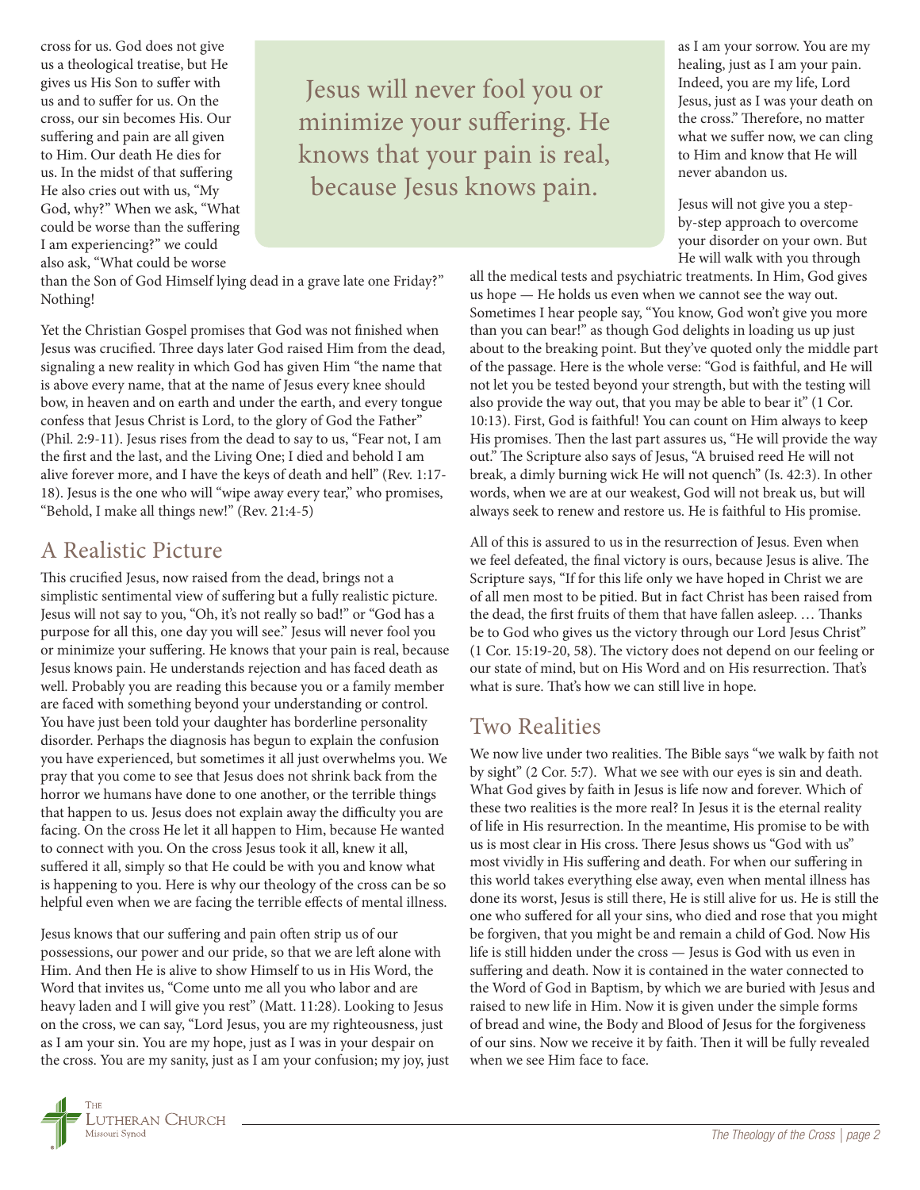cross for us. God does not give us a theological treatise, but He gives us His Son to suffer with us and to suffer for us. On the cross, our sin becomes His. Our suffering and pain are all given to Him. Our death He dies for us. In the midst of that suffering He also cries out with us, "My God, why?" When we ask, "What could be worse than the suffering I am experiencing?" we could also ask, "What could be worse than the Son of God Himself lying dead in a grave late one Friday?" Nothing!

> Jesus will never fool you or minimize your suffering. He knows that your pain is real, because Jesus knows pain.

Yet the Christian Gospel promises that God was not finished when Jesus was crucified. Three days later God raised Him from the dead, signaling a new reality in which God has given Him "the name that is above every name, that at the name of Jesus every knee should bow, in heaven and on earth and under the earth, and every tongue confess that Jesus Christ is Lord, to the glory of God the Father" (Phil. 2:9-11). Jesus rises from the dead to say to us, "Fear not, I am the first and the last, and the Living One; I died and behold I am alive forever more, and I have the keys of death and hell" (Rev. 1:17-18). Jesus is the one who will "wipe away every tear," who promises, "Behold, I make all things new!" (Rev. 21:4-5)

## A Realistic Picture

This crucified Jesus, now raised from the dead, brings not a simplistic sentimental view of suffering but a fully realistic picture. Jesus will not say to you, "Oh, it's not really so bad!" or "God has a purpose for all this, one day you will see." Jesus will never fool you or minimize your suffering. He knows that your pain is real, because Jesus knows pain. He understands rejection and has faced death as well. Probably you are reading this because you or a family member are faced with something beyond your understanding or control. You have just been told your daughter has borderline personality disorder. Perhaps the diagnosis has begun to explain the confusion you have experienced, but sometimes it all just overwhelms you. We pray that you come to see that Jesus does not shrink back from the horror we humans have done to one another, or the terrible things that happen to us. Jesus does not explain away the difficulty you are facing. On the cross He let it all happen to Him, because He wanted to connect with you. On the cross Jesus took it all, knew it all, suffered it all, simply so that He could be with you and know what is happening to you. Here is why our theology of the cross can be so helpful even when we are facing the terrible effects of mental illness.

Jesus knows that our suffering and pain often strip us of our possessions, our power and our pride, so that we are left alone with Him. And then He is alive to show Himself to us in His Word, the Word that invites us, "Come unto me all you who labor and are heavy laden and I will give you rest" (Matt. 11:28). Looking to Jesus on the cross, we can say, "Lord Jesus, you are my righteousness, just as I am your sin. You are my hope, just as I was in your despair on the cross. You are my sanity, just as I am your confusion; my joy, just as I am your sorrow. You are my healing, just as I am your pain. Indeed, you are my life, Lord Jesus, just as I was your death on the cross." Therefore, no matter what we suffer now, we can cling to Him and know that He will never abandon us.

Jesus will not give you a step-by-step approach to overcome your disorder on your own. But He will walk with you through all the medical tests and psychiatric treatments. In Him, God gives us hope — He holds us even when we cannot see the way out. Sometimes I hear people say, "You know, God won't give you more than you can bear!" as though God delights in loading us up just about to the breaking point. But they've quoted only the middle part of the passage. Here is the whole verse: "God is faithful, and He will not let you be tested beyond your strength, but with the testing will also provide the way out, that you may be able to bear it" (1 Cor. 10:13). First, God is faithful! You can count on Him always to keep His promises. Then the last part assures us, "He will provide the way out." The Scripture also says of Jesus, "A bruised reed He will not break, a dimly burning wick He will not quench" (Is. 42:3). In other words, when we are at our weakest, God will not break us, but will always seek to renew and restore us. He is faithful to His promise.

All of this is assured to us in the resurrection of Jesus. Even when we feel defeated, the final victory is ours, because Jesus is alive. The Scripture says, "If for this life only we have hoped in Christ we are of all men most to be pitied. But in fact Christ has been raised from the dead, the first fruits of them that have fallen asleep. … Thanks be to God who gives us the victory through our Lord Jesus Christ" (1 Cor. 15:19-20, 58). The victory does not depend on our feeling or our state of mind, but on His Word and on His resurrection. That's what is sure. That's how we can still live in hope.

## Two Realities

We now live under two realities. The Bible says "we walk by faith not by sight" (2 Cor. 5:7). What we see with our eyes is sin and death. What God gives by faith in Jesus is life now and forever. Which of these two realities is the more real? In Jesus it is the eternal reality of life in His resurrection. In the meantime, His promise to be with us is most clear in His cross. There Jesus shows us "God with us" most vividly in His suffering and death. For when our suffering in this world takes everything else away, even when mental illness has done its worst, Jesus is still there, He is still alive for us. He is still the one who suffered for all your sins, who died and rose that you might be forgiven, that you might be and remain a child of God. Now His life is still hidden under the cross — Jesus is God with us even in suffering and death. Now it is contained in the water connected to the Word of God in Baptism, by which we are buried with Jesus and raised to new life in Him. Now it is given under the simple forms of bread and wine, the Body and Blood of Jesus for the forgiveness of our sins. Now we receive it by faith. Then it will be fully revealed when we see Him face to face.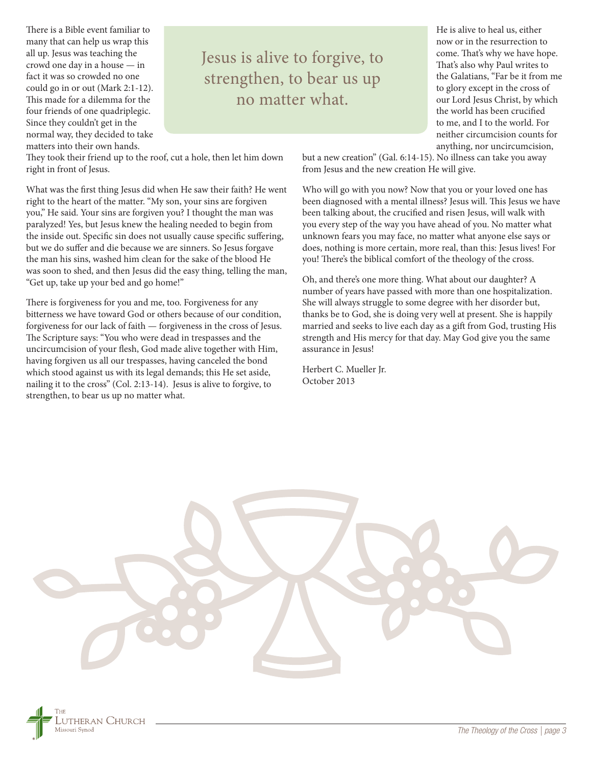There is a Bible event familiar to many that can help us wrap this all up. Jesus was teaching the crowd one day in a house — in fact it was so crowded no one could go in or out (Mark 2:1-12). This made for a dilemma for the four friends of one quadriplegic. Since they couldn't get in the normal way, they decided to take matters into their own hands. They took their friend up to the roof, cut a hole, then let him down right in front of Jesus.

> Jesus is alive to forgive, to strengthen, to bear us up no matter what.

What was the first thing Jesus did when He saw their faith? He went right to the heart of the matter. "My son, your sins are forgiven you," He said. Your sins are forgiven you? I thought the man was paralyzed! Yes, but Jesus knew the healing needed to begin from the inside out. Specific sin does not usually cause specific suffering, but we do suffer and die because we are sinners. So Jesus forgave the man his sins, washed him clean for the sake of the blood He was soon to shed, and then Jesus did the easy thing, telling the man, "Get up, take up your bed and go home!"

There is forgiveness for you and me, too. Forgiveness for any bitterness we have toward God or others because of our condition, forgiveness for our lack of faith — forgiveness in the cross of Jesus. The Scripture says: "You who were dead in trespasses and the uncircumcision of your flesh, God made alive together with Him, having forgiven us all our trespasses, having canceled the bond which stood against us with its legal demands; this He set aside, nailing it to the cross" (Col. 2:13-14). Jesus is alive to forgive, to strengthen, to bear us up no matter what.

He is alive to heal us, either now or in the resurrection to come. That's why we have hope. That's also why Paul writes to the Galatians, "Far be it from me to glory except in the cross of our Lord Jesus Christ, by which the world has been crucified to me, and I to the world. For neither circumcision counts for anything, nor uncircumcision, but a new creation" (Gal. 6:14-15). No illness can take you away from Jesus and the new creation He will give.

Who will go with you now? Now that you or your loved one has been diagnosed with a mental illness? Jesus will. This Jesus we have been talking about, the crucified and risen Jesus, will walk with you every step of the way you have ahead of you. No matter what unknown fears you may face, no matter what anyone else says or does, nothing is more certain, more real, than this: Jesus lives! For you! There's the biblical comfort of the theology of the cross.

Oh, and there's one more thing. What about our daughter? A number of years have passed with more than one hospitalization. She will always struggle to some degree with her disorder but, thanks be to God, she is doing very well at present. She is happily married and seeks to live each day as a gift from God, trusting His strength and His mercy for that day. May God give you the same assurance in Jesus!

Herbert C. Mueller Jr.  
October 2013